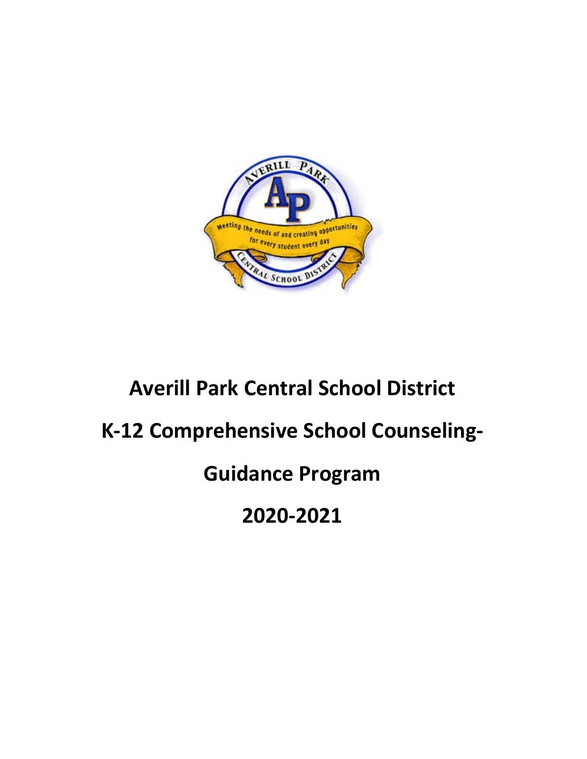# Averill Park Central School District

# K-12 Comprehensive School Counseling-

# Guidance Program

# 2020-2021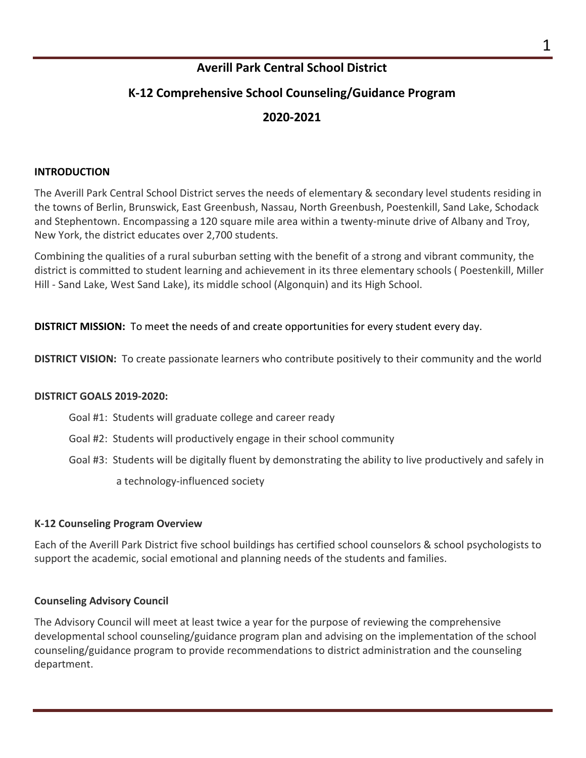# Averill Park Central School District

## K-12 Comprehensive School Counseling/Guidance Program

## 2020-2021

### INTRODUCTION

The Averill Park Central School District serves the needs of elementary & secondary level students residing in the towns of Berlin, Brunswick, East Greenbush, Nassau, North Greenbush, Poestenkill, Sand Lake, Schodack and Stephentown. Encompassing a 120 square mile area within a twenty-minute drive of Albany and Troy, New York, the district educates over 2,700 students.

Combining the qualities of a rural suburban setting with the benefit of a strong and vibrant community, the district is committed to student learning and achievement in its three elementary schools ( Poestenkill, Miller Hill - Sand Lake, West Sand Lake), its middle school (Algonquin) and its High School.

**DISTRICT MISSION:** To meet the needs of and create opportunities for every student every day.

**DISTRICT VISION:** To create passionate learners who contribute positively to their community and the world

**DISTRICT GOALS 2019-2020:**

- Goal #1: Students will graduate college and career ready
- Goal #2: Students will productively engage in their school community
- Goal #3: Students will be digitally fluent by demonstrating the ability to live productively and safely in a technology-influenced society

### K-12 Counseling Program Overview

Each of the Averill Park District five school buildings has certified school counselors & school psychologists to support the academic, social emotional and planning needs of the students and families.

### Counseling Advisory Council

The Advisory Council will meet at least twice a year for the purpose of reviewing the comprehensive developmental school counseling/guidance program plan and advising on the implementation of the school counseling/guidance program to provide recommendations to district administration and the counseling department.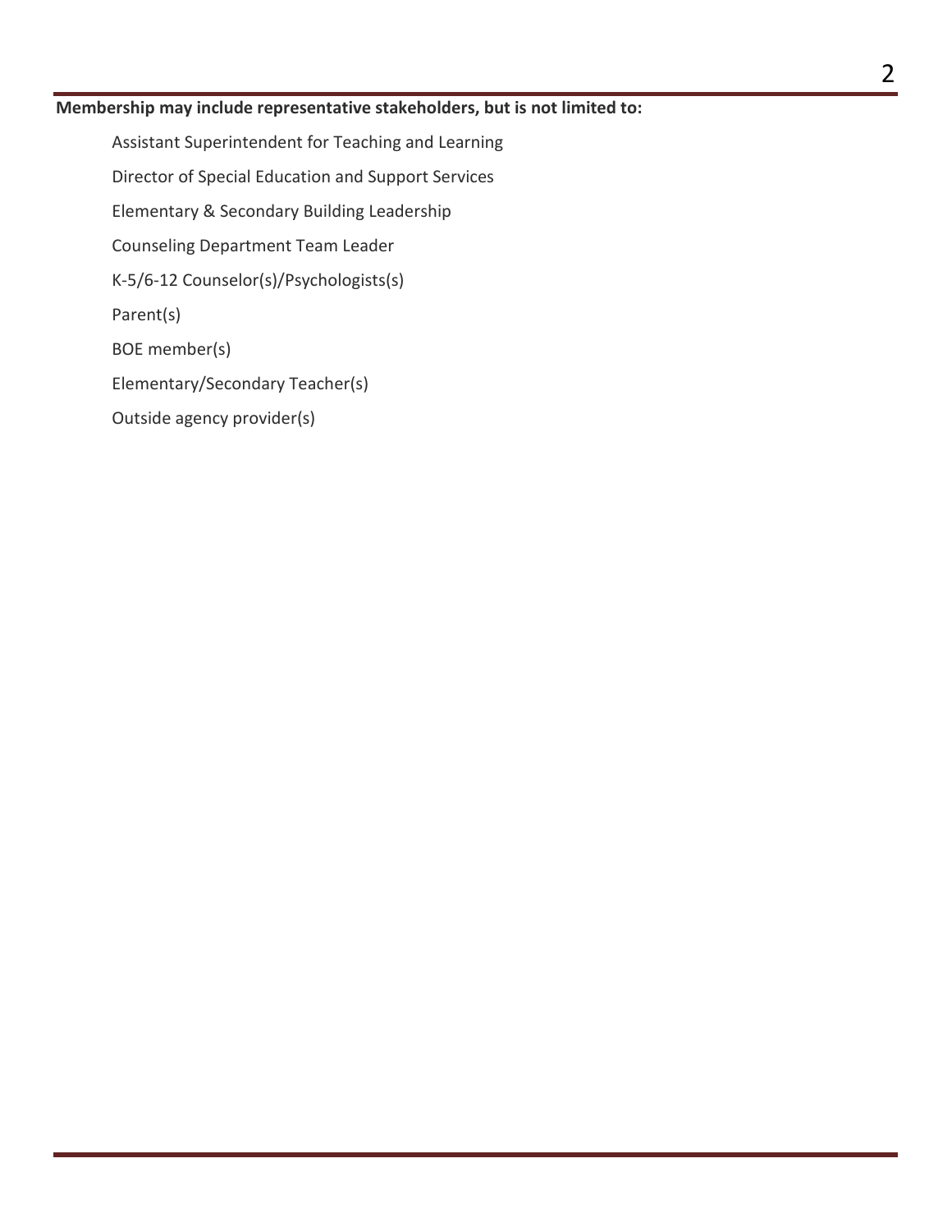**Membership may include representative stakeholders, but is not limited to:**

- Assistant Superintendent for Teaching and Learning
- Director of Special Education and Support Services
- Elementary & Secondary Building Leadership
- Counseling Department Team Leader
- K-5/6-12 Counselor(s)/Psychologists(s)
- Parent(s)
- BOE member(s)
- Elementary/Secondary Teacher(s)
- Outside agency provider(s)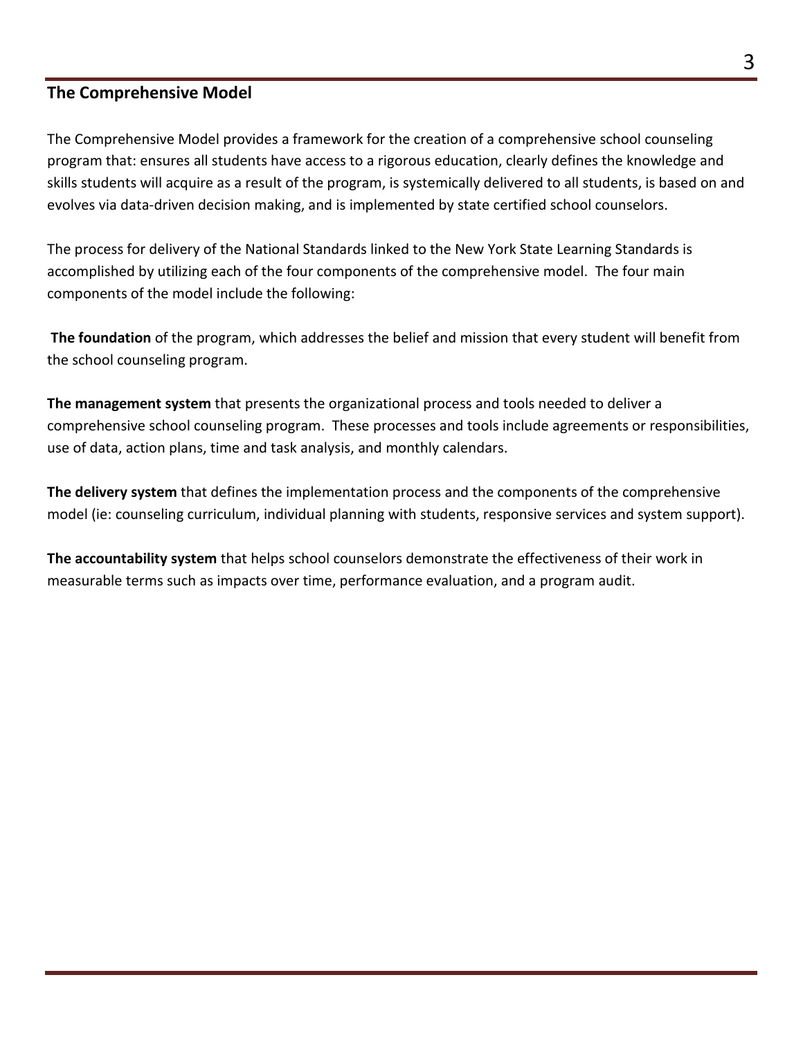## The Comprehensive Model

The Comprehensive Model provides a framework for the creation of a comprehensive school counseling program that: ensures all students have access to a rigorous education, clearly defines the knowledge and skills students will acquire as a result of the program, is systemically delivered to all students, is based on and evolves via data-driven decision making, and is implemented by state certified school counselors.

The process for delivery of the National Standards linked to the New York State Learning Standards is accomplished by utilizing each of the four components of the comprehensive model. The four main components of the model include the following:

**The foundation** of the program, which addresses the belief and mission that every student will benefit from the school counseling program.

**The management system** that presents the organizational process and tools needed to deliver a comprehensive school counseling program. These processes and tools include agreements or responsibilities, use of data, action plans, time and task analysis, and monthly calendars.

**The delivery system** that defines the implementation process and the components of the comprehensive model (ie: counseling curriculum, individual planning with students, responsive services and system support).

**The accountability system** that helps school counselors demonstrate the effectiveness of their work in measurable terms such as impacts over time, performance evaluation, and a program audit.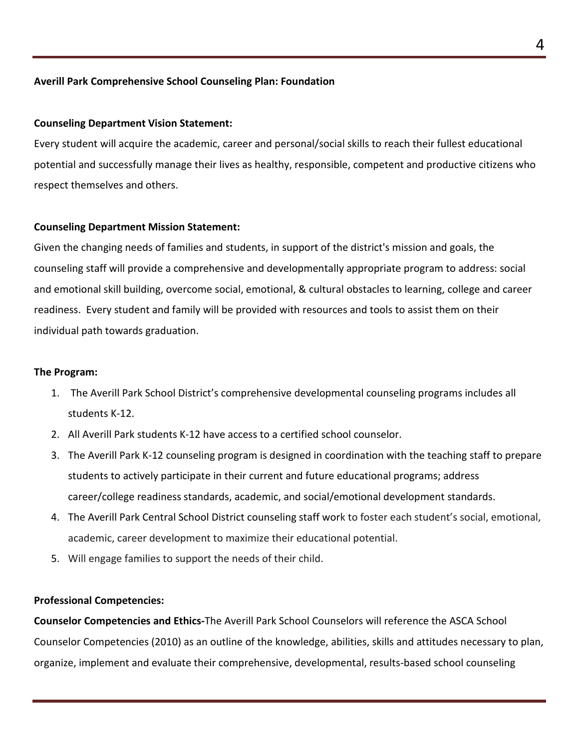**Averill Park Comprehensive School Counseling Plan: Foundation**

**Counseling Department Vision Statement:**

Every student will acquire the academic, career and personal/social skills to reach their fullest educational potential and successfully manage their lives as healthy, responsible, competent and productive citizens who respect themselves and others.

**Counseling Department Mission Statement:**

Given the changing needs of families and students, in support of the district's mission and goals, the counseling staff will provide a comprehensive and developmentally appropriate program to address: social and emotional skill building, overcome social, emotional, & cultural obstacles to learning, college and career readiness. Every student and family will be provided with resources and tools to assist them on their individual path towards graduation.

**The Program:**

1. The Averill Park School District's comprehensive developmental counseling programs includes all students K-12.
2. All Averill Park students K-12 have access to a certified school counselor.
3. The Averill Park K-12 counseling program is designed in coordination with the teaching staff to prepare students to actively participate in their current and future educational programs; address career/college readiness standards, academic, and social/emotional development standards.
4. The Averill Park Central School District counseling staff work to foster each student's social, emotional, academic, career development to maximize their educational potential.
5. Will engage families to support the needs of their child.

**Professional Competencies:**

**Counselor Competencies and Ethics-**The Averill Park School Counselors will reference the ASCA School Counselor Competencies (2010) as an outline of the knowledge, abilities, skills and attitudes necessary to plan, organize, implement and evaluate their comprehensive, developmental, results-based school counseling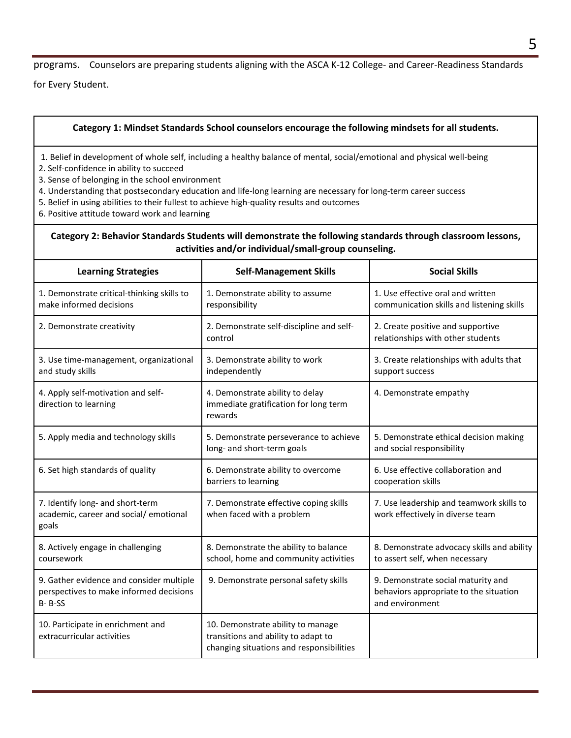programs. Counselors are preparing students aligning with the ASCA K-12 College- and Career-Readiness Standards for Every Student.

**Category 1: Mindset Standards School counselors encourage the following mindsets for all students.**

1. Belief in development of whole self, including a healthy balance of mental, social/emotional and physical well-being
2. Self-confidence in ability to succeed
3. Sense of belonging in the school environment
4. Understanding that postsecondary education and life-long learning are necessary for long-term career success
5. Belief in using abilities to their fullest to achieve high-quality results and outcomes
6. Positive attitude toward work and learning

**Category 2: Behavior Standards Students will demonstrate the following standards through classroom lessons, activities and/or individual/small-group counseling.**

| Learning Strategies | Self-Management Skills | Social Skills |
|---|---|---|
| 1. Demonstrate critical-thinking skills to make informed decisions | 1. Demonstrate ability to assume responsibility | 1. Use effective oral and written communication skills and listening skills |
| 2. Demonstrate creativity | 2. Demonstrate self-discipline and self-control | 2. Create positive and supportive relationships with other students |
| 3. Use time-management, organizational and study skills | 3. Demonstrate ability to work independently | 3. Create relationships with adults that support success |
| 4. Apply self-motivation and self-direction to learning | 4. Demonstrate ability to delay immediate gratification for long term rewards | 4. Demonstrate empathy |
| 5. Apply media and technology skills | 5. Demonstrate perseverance to achieve long- and short-term goals | 5. Demonstrate ethical decision making and social responsibility |
| 6. Set high standards of quality | 6. Demonstrate ability to overcome barriers to learning | 6. Use effective collaboration and cooperation skills |
| 7. Identify long- and short-term academic, career and social/ emotional goals | 7. Demonstrate effective coping skills when faced with a problem | 7. Use leadership and teamwork skills to work effectively in diverse team |
| 8. Actively engage in challenging coursework | 8. Demonstrate the ability to balance school, home and community activities | 8. Demonstrate advocacy skills and ability to assert self, when necessary |
| 9. Gather evidence and consider multiple perspectives to make informed decisions B- B-SS | 9. Demonstrate personal safety skills | 9. Demonstrate social maturity and behaviors appropriate to the situation and environment |
| 10. Participate in enrichment and extracurricular activities | 10. Demonstrate ability to manage transitions and ability to adapt to changing situations and responsibilities | |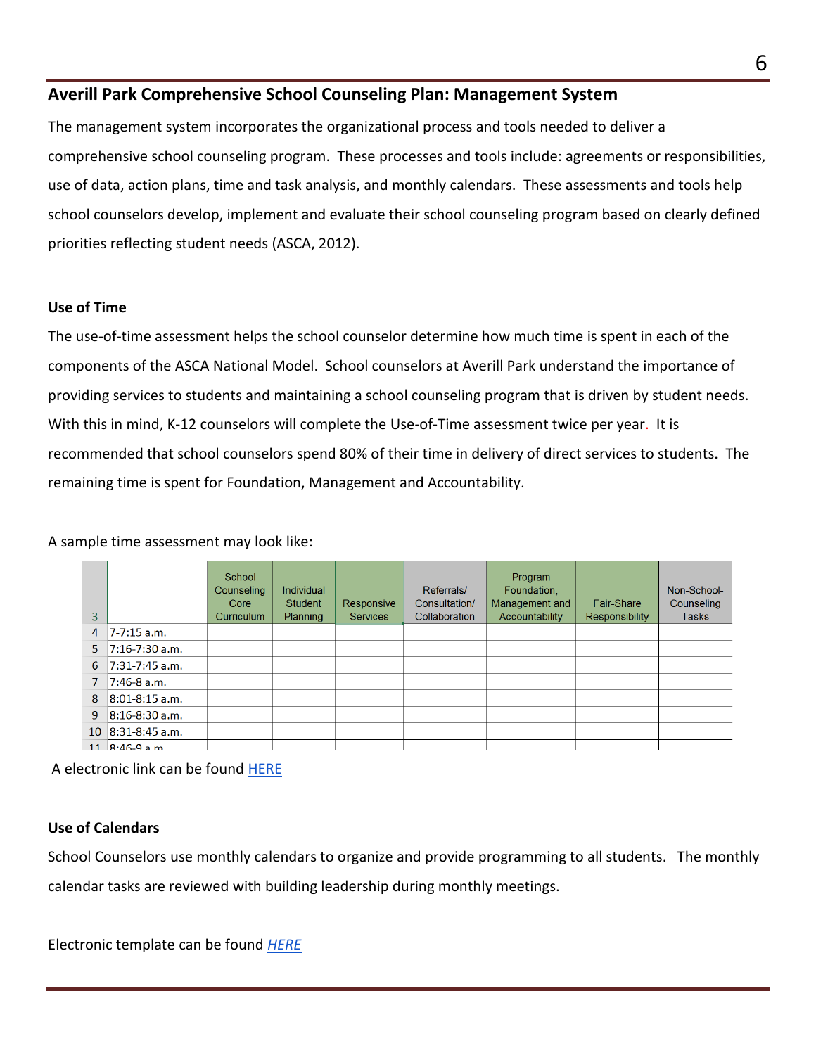## Averill Park Comprehensive School Counseling Plan: Management System

The management system incorporates the organizational process and tools needed to deliver a comprehensive school counseling program. These processes and tools include: agreements or responsibilities, use of data, action plans, time and task analysis, and monthly calendars. These assessments and tools help school counselors develop, implement and evaluate their school counseling program based on clearly defined priorities reflecting student needs (ASCA, 2012).

**Use of Time**

The use-of-time assessment helps the school counselor determine how much time is spent in each of the components of the ASCA National Model. School counselors at Averill Park understand the importance of providing services to students and maintaining a school counseling program that is driven by student needs. With this in mind, K-12 counselors will complete the Use-of-Time assessment twice per year. It is recommended that school counselors spend 80% of their time in delivery of direct services to students. The remaining time is spent for Foundation, Management and Accountability.

A sample time assessment may look like:

| 3 | | School Counseling Core Curriculum | Individual Student Planning | Responsive Services | Referrals/ Consultation/ Collaboration | Program Foundation, Management and Accountability | Fair-Share Responsibility | Non-School-Counseling Tasks |
|---|---|---|---|---|---|---|---|---|
| 4 | 7-7:15 a.m. | | | | | | | |
| 5 | 7:16-7:30 a.m. | | | | | | | |
| 6 | 7:31-7:45 a.m. | | | | | | | |
| 7 | 7:46-8 a.m. | | | | | | | |
| 8 | 8:01-8:15 a.m. | | | | | | | |
| 9 | 8:16-8:30 a.m. | | | | | | | |
| 10 | 8:31-8:45 a.m. | | | | | | | |
| 11 | 8:46-9 a.m. | | | | | | | |

A electronic link can be found HERE

**Use of Calendars**

School Counselors use monthly calendars to organize and provide programming to all students. The monthly calendar tasks are reviewed with building leadership during monthly meetings.

Electronic template can be found *HERE*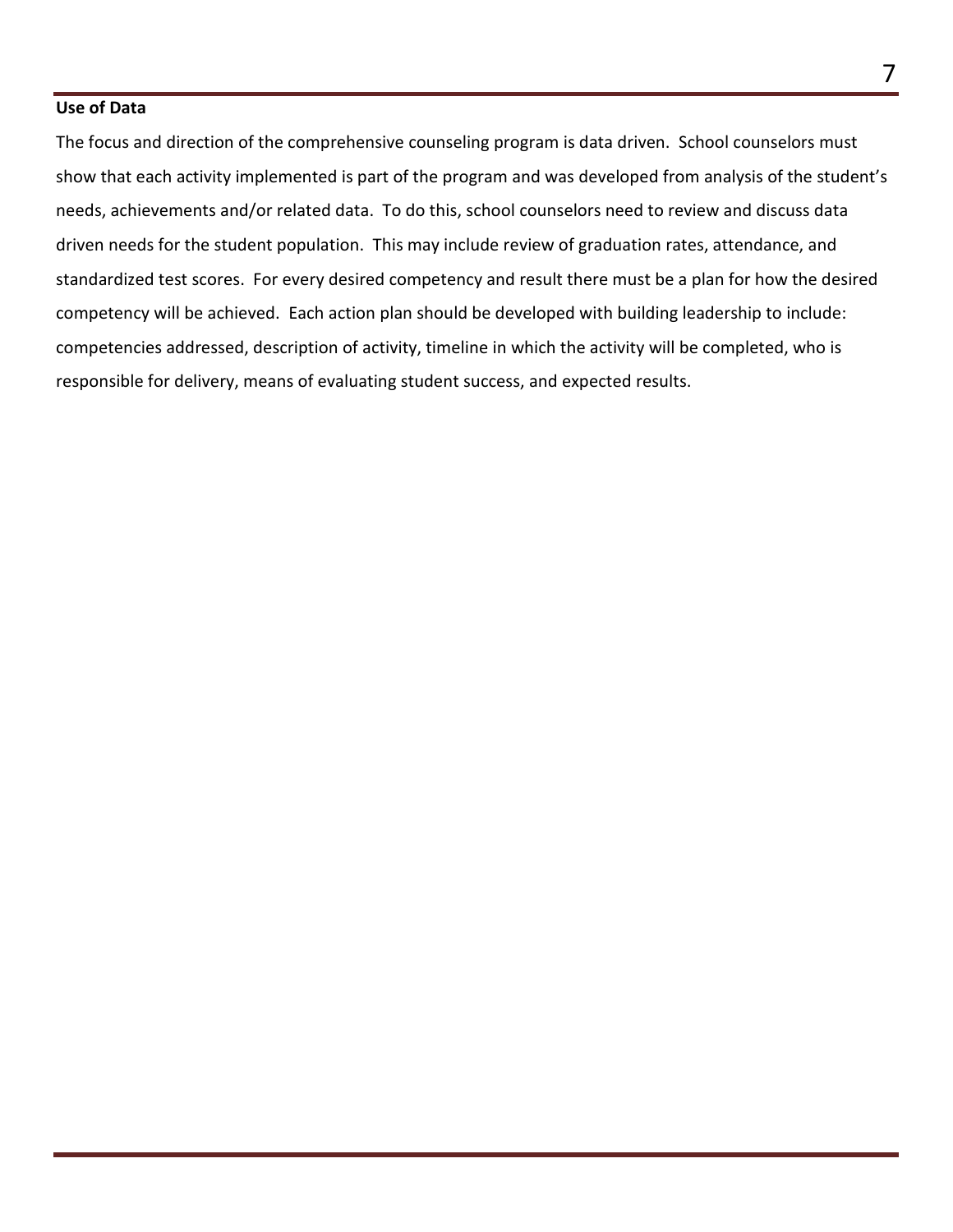**Use of Data**

The focus and direction of the comprehensive counseling program is data driven. School counselors must show that each activity implemented is part of the program and was developed from analysis of the student's needs, achievements and/or related data. To do this, school counselors need to review and discuss data driven needs for the student population. This may include review of graduation rates, attendance, and standardized test scores. For every desired competency and result there must be a plan for how the desired competency will be achieved. Each action plan should be developed with building leadership to include: competencies addressed, description of activity, timeline in which the activity will be completed, who is responsible for delivery, means of evaluating student success, and expected results.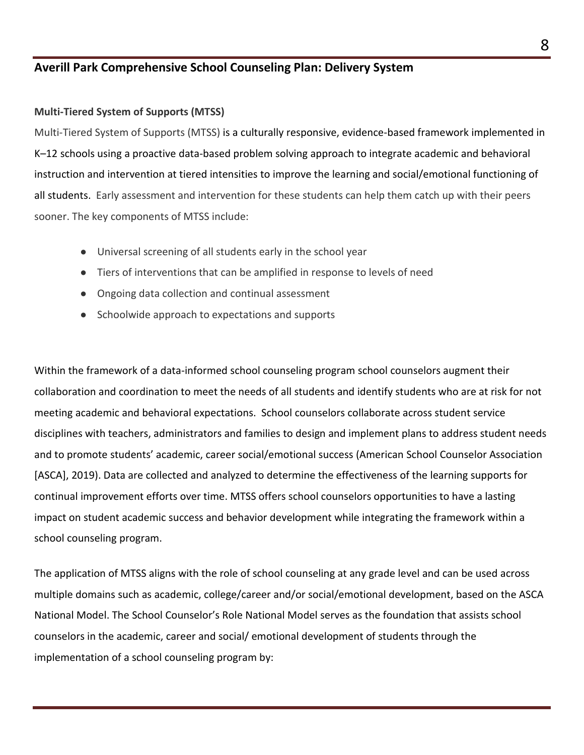## Averill Park Comprehensive School Counseling Plan: Delivery System

### Multi-Tiered System of Supports (MTSS)

Multi-Tiered System of Supports (MTSS) is a culturally responsive, evidence-based framework implemented in K–12 schools using a proactive data-based problem solving approach to integrate academic and behavioral instruction and intervention at tiered intensities to improve the learning and social/emotional functioning of all students. Early assessment and intervention for these students can help them catch up with their peers sooner. The key components of MTSS include:

- Universal screening of all students early in the school year
- Tiers of interventions that can be amplified in response to levels of need
- Ongoing data collection and continual assessment
- Schoolwide approach to expectations and supports

Within the framework of a data-informed school counseling program school counselors augment their collaboration and coordination to meet the needs of all students and identify students who are at risk for not meeting academic and behavioral expectations. School counselors collaborate across student service disciplines with teachers, administrators and families to design and implement plans to address student needs and to promote students' academic, career social/emotional success (American School Counselor Association [ASCA], 2019). Data are collected and analyzed to determine the effectiveness of the learning supports for continual improvement efforts over time. MTSS offers school counselors opportunities to have a lasting impact on student academic success and behavior development while integrating the framework within a school counseling program.

The application of MTSS aligns with the role of school counseling at any grade level and can be used across multiple domains such as academic, college/career and/or social/emotional development, based on the ASCA National Model. The School Counselor's Role National Model serves as the foundation that assists school counselors in the academic, career and social/ emotional development of students through the implementation of a school counseling program by: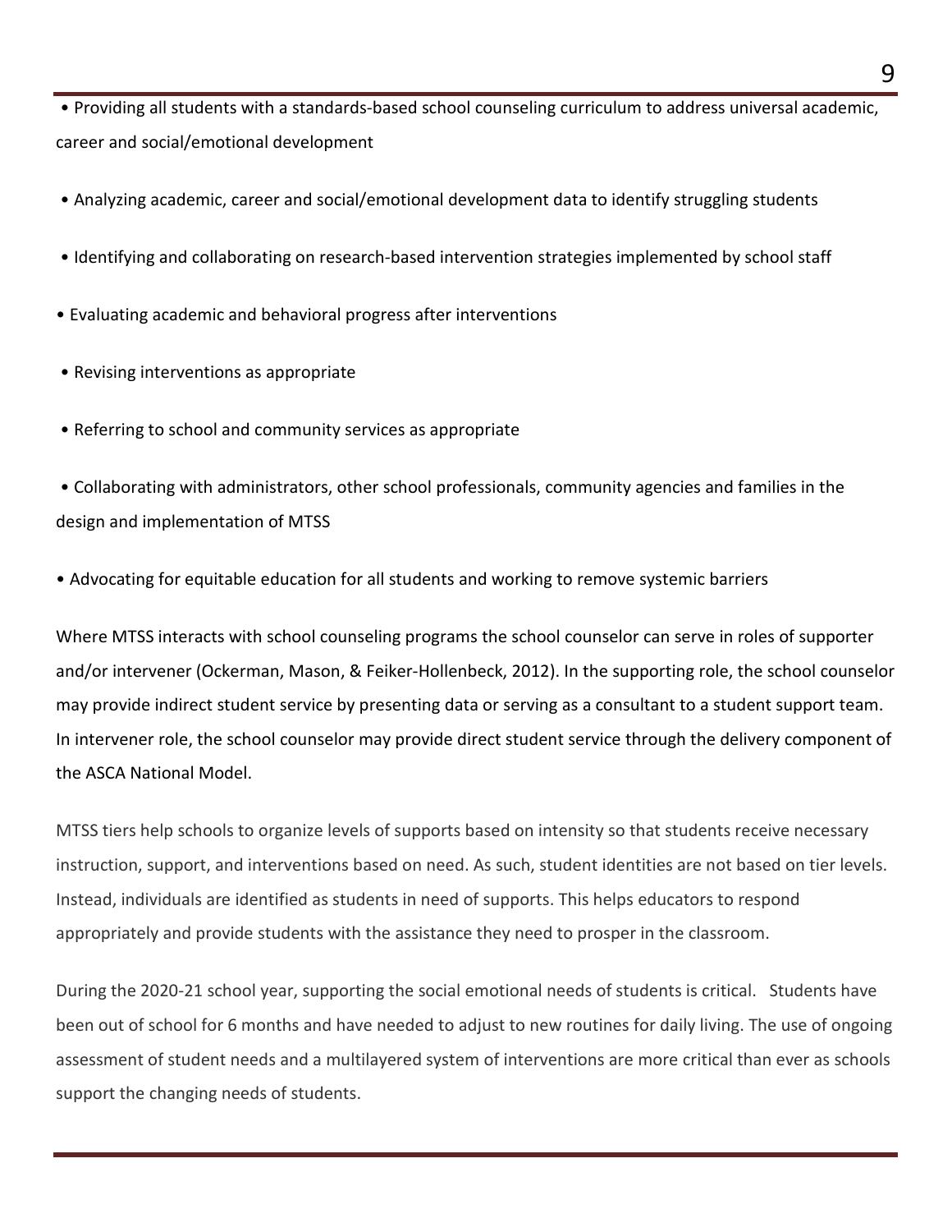- Providing all students with a standards-based school counseling curriculum to address universal academic, career and social/emotional development
- Analyzing academic, career and social/emotional development data to identify struggling students
- Identifying and collaborating on research-based intervention strategies implemented by school staff
- Evaluating academic and behavioral progress after interventions
- Revising interventions as appropriate
- Referring to school and community services as appropriate
- Collaborating with administrators, other school professionals, community agencies and families in the design and implementation of MTSS
- Advocating for equitable education for all students and working to remove systemic barriers

Where MTSS interacts with school counseling programs the school counselor can serve in roles of supporter and/or intervener (Ockerman, Mason, & Feiker-Hollenbeck, 2012). In the supporting role, the school counselor may provide indirect student service by presenting data or serving as a consultant to a student support team. In intervener role, the school counselor may provide direct student service through the delivery component of the ASCA National Model.

MTSS tiers help schools to organize levels of supports based on intensity so that students receive necessary instruction, support, and interventions based on need. As such, student identities are not based on tier levels. Instead, individuals are identified as students in need of supports. This helps educators to respond appropriately and provide students with the assistance they need to prosper in the classroom.

During the 2020-21 school year, supporting the social emotional needs of students is critical. Students have been out of school for 6 months and have needed to adjust to new routines for daily living. The use of ongoing assessment of student needs and a multilayered system of interventions are more critical than ever as schools support the changing needs of students.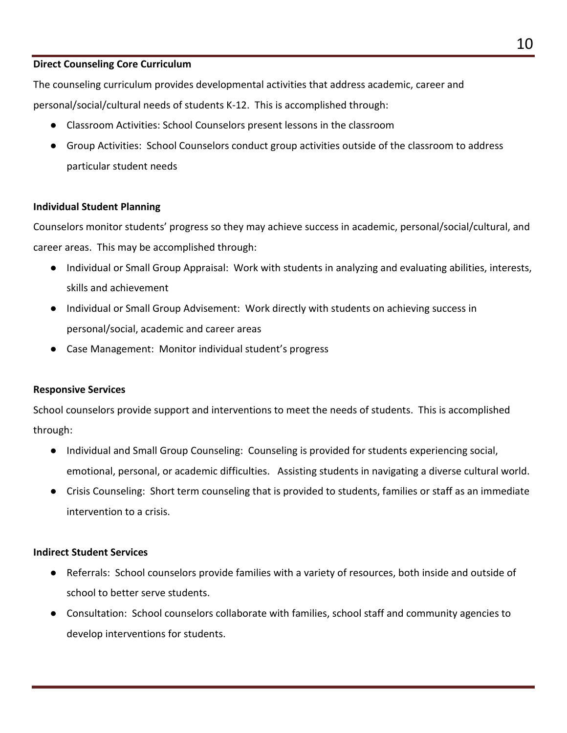**Direct Counseling Core Curriculum**

The counseling curriculum provides developmental activities that address academic, career and personal/social/cultural needs of students K-12. This is accomplished through:

- Classroom Activities: School Counselors present lessons in the classroom
- Group Activities: School Counselors conduct group activities outside of the classroom to address particular student needs

**Individual Student Planning**

Counselors monitor students' progress so they may achieve success in academic, personal/social/cultural, and career areas. This may be accomplished through:

- Individual or Small Group Appraisal: Work with students in analyzing and evaluating abilities, interests, skills and achievement
- Individual or Small Group Advisement: Work directly with students on achieving success in personal/social, academic and career areas
- Case Management: Monitor individual student's progress

**Responsive Services**

School counselors provide support and interventions to meet the needs of students. This is accomplished through:

- Individual and Small Group Counseling: Counseling is provided for students experiencing social, emotional, personal, or academic difficulties. Assisting students in navigating a diverse cultural world.
- Crisis Counseling: Short term counseling that is provided to students, families or staff as an immediate intervention to a crisis.

**Indirect Student Services**

- Referrals: School counselors provide families with a variety of resources, both inside and outside of school to better serve students.
- Consultation: School counselors collaborate with families, school staff and community agencies to develop interventions for students.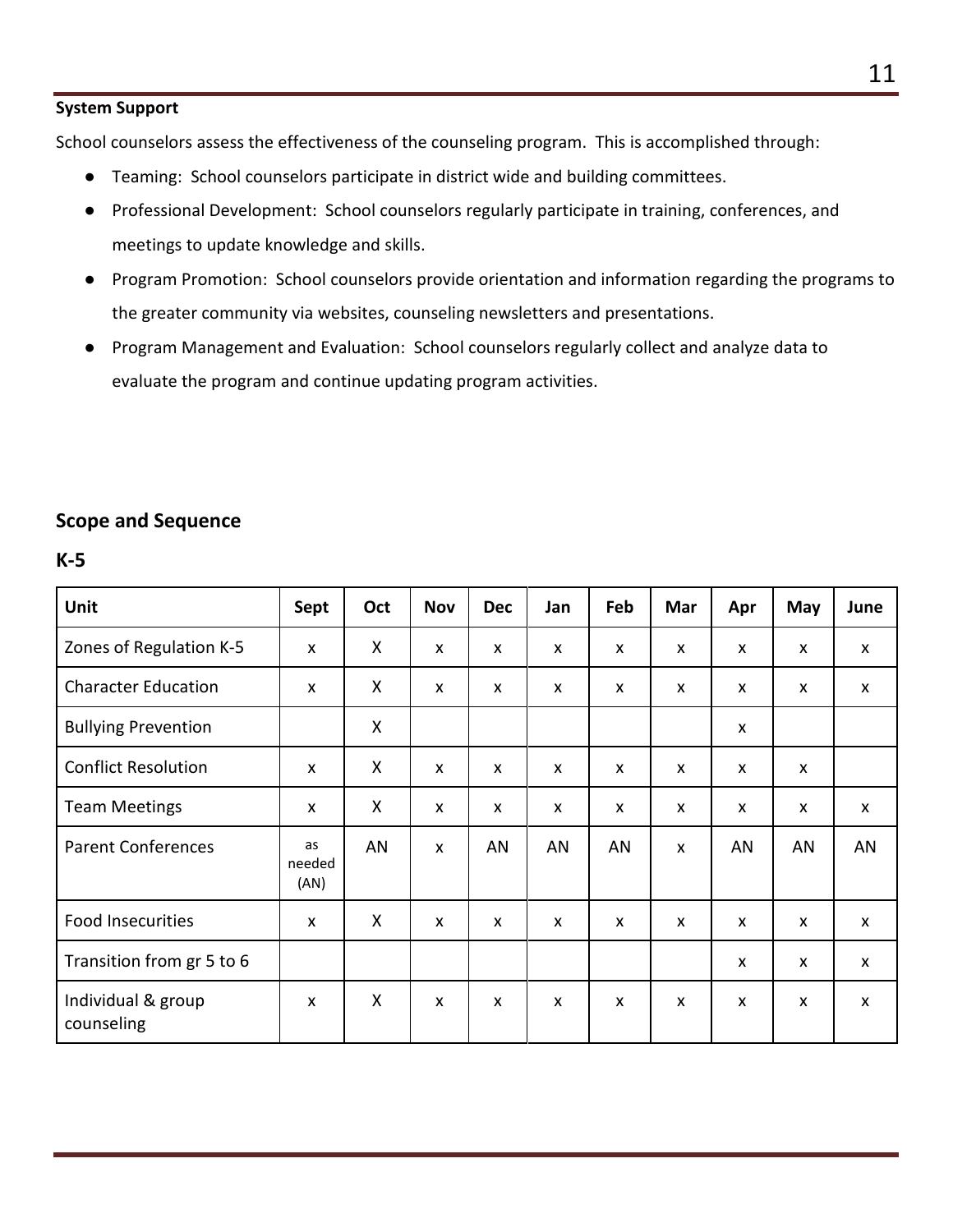**System Support**

School counselors assess the effectiveness of the counseling program. This is accomplished through:

- Teaming: School counselors participate in district wide and building committees.
- Professional Development: School counselors regularly participate in training, conferences, and meetings to update knowledge and skills.
- Program Promotion: School counselors provide orientation and information regarding the programs to the greater community via websites, counseling newsletters and presentations.
- Program Management and Evaluation: School counselors regularly collect and analyze data to evaluate the program and continue updating program activities.

## Scope and Sequence

### K-5

| Unit | Sept | Oct | Nov | Dec | Jan | Feb | Mar | Apr | May | June |
|---|---|---|---|---|---|---|---|---|---|---|
| Zones of Regulation K-5 | x | X | x | x | x | x | x | x | x | x |
| Character Education | x | X | x | x | x | x | x | x | x | x |
| Bullying Prevention | | X | | | | | | x | | |
| Conflict Resolution | x | X | x | x | x | x | x | x | x | |
| Team Meetings | x | X | x | x | x | x | x | x | x | x |
| Parent Conferences | as needed (AN) | AN | x | AN | AN | AN | x | AN | AN | AN |
| Food Insecurities | x | X | x | x | x | x | x | x | x | x |
| Transition from gr 5 to 6 | | | | | | | | x | x | x |
| Individual & group counseling | x | X | x | x | x | x | x | x | x | x |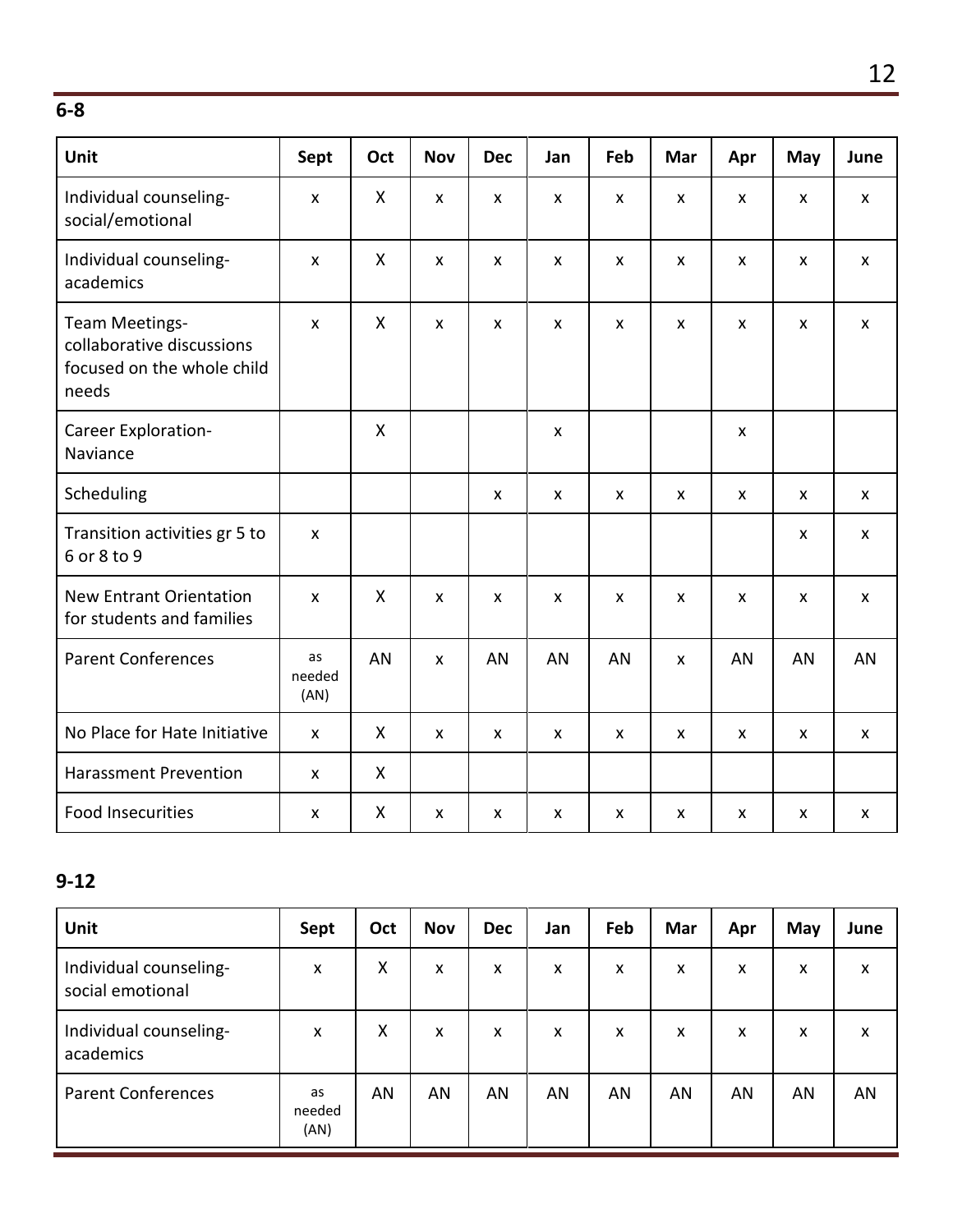**6-8**

| Unit | Sept | Oct | Nov | Dec | Jan | Feb | Mar | Apr | May | June |
|---|---|---|---|---|---|---|---|---|---|---|
| Individual counseling-social/emotional | x | X | x | x | x | x | x | x | x | x |
| Individual counseling-academics | x | X | x | x | x | x | x | x | x | x |
| Team Meetings-collaborative discussions focused on the whole child needs | x | X | x | x | x | x | x | x | x | x |
| Career Exploration-Naviance | | X | | | x | | | x | | |
| Scheduling | | | | x | x | x | x | x | x | x |
| Transition activities gr 5 to 6 or 8 to 9 | x | | | | | | | | x | x |
| New Entrant Orientation for students and families | x | X | x | x | x | x | x | x | x | x |
| Parent Conferences | as needed (AN) | AN | x | AN | AN | AN | x | AN | AN | AN |
| No Place for Hate Initiative | x | X | x | x | x | x | x | x | x | x |
| Harassment Prevention | x | X | | | | | | | | |
| Food Insecurities | x | X | x | x | x | x | x | x | x | x |

**9-12**

| Unit | Sept | Oct | Nov | Dec | Jan | Feb | Mar | Apr | May | June |
|---|---|---|---|---|---|---|---|---|---|---|
| Individual counseling-social emotional | x | X | x | x | x | x | x | x | x | x |
| Individual counseling-academics | x | X | x | x | x | x | x | x | x | x |
| Parent Conferences | as needed (AN) | AN | AN | AN | AN | AN | AN | AN | AN | AN |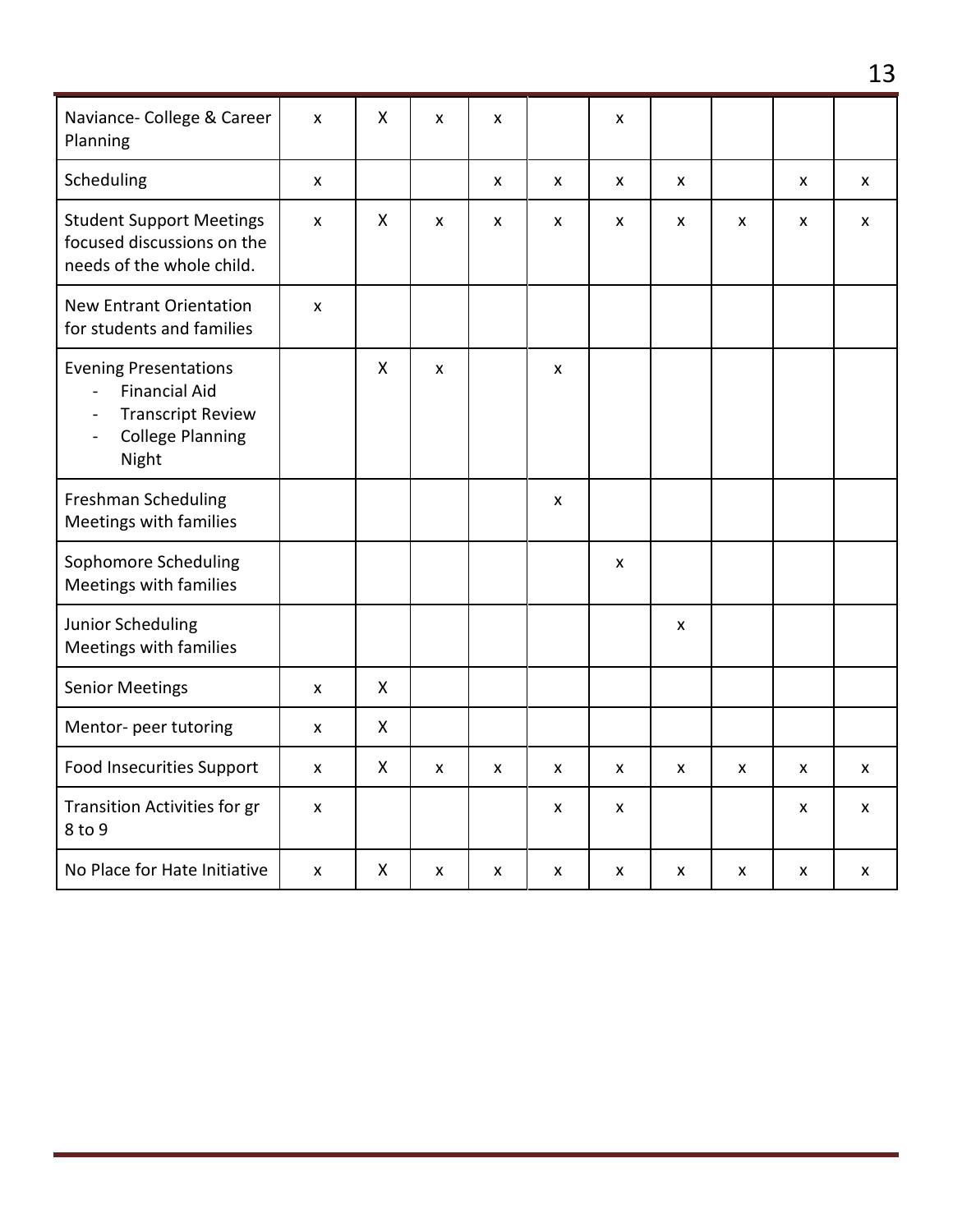| | | | | | | | | | | |
|---|---|---|---|---|---|---|---|---|---|---|
| Naviance- College & Career Planning | x | X | x | x | | x | | | | |
| Scheduling | x | | | x | x | x | x | | x | x |
| Student Support Meetings focused discussions on the needs of the whole child. | x | X | x | x | x | x | x | x | x | x |
| New Entrant Orientation for students and families | x | | | | | | | | | |
| Evening Presentations<br>- Financial Aid<br>- Transcript Review<br>- College Planning Night | | X | x | | x | | | | | |
| Freshman Scheduling Meetings with families | | | | | x | | | | | |
| Sophomore Scheduling Meetings with families | | | | | | x | | | | |
| Junior Scheduling Meetings with families | | | | | | | x | | | |
| Senior Meetings | x | X | | | | | | | | |
| Mentor- peer tutoring | x | X | | | | | | | | |
| Food Insecurities Support | x | X | x | x | x | x | x | x | x | x |
| Transition Activities for gr 8 to 9 | x | | | | x | x | | | x | x |
| No Place for Hate Initiative | x | X | x | x | x | x | x | x | x | x |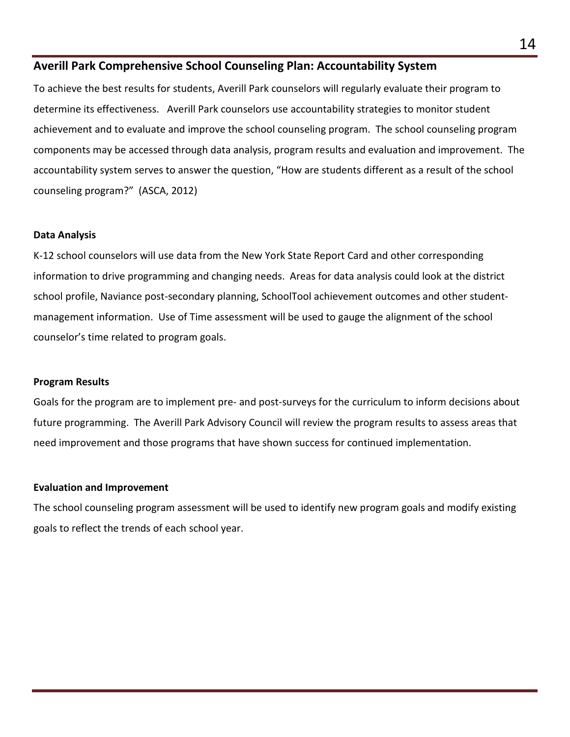## Averill Park Comprehensive School Counseling Plan: Accountability System

To achieve the best results for students, Averill Park counselors will regularly evaluate their program to determine its effectiveness. Averill Park counselors use accountability strategies to monitor student achievement and to evaluate and improve the school counseling program. The school counseling program components may be accessed through data analysis, program results and evaluation and improvement. The accountability system serves to answer the question, "How are students different as a result of the school counseling program?" (ASCA, 2012)

### Data Analysis

K-12 school counselors will use data from the New York State Report Card and other corresponding information to drive programming and changing needs. Areas for data analysis could look at the district school profile, Naviance post-secondary planning, SchoolTool achievement outcomes and other student-management information. Use of Time assessment will be used to gauge the alignment of the school counselor's time related to program goals.

### Program Results

Goals for the program are to implement pre- and post-surveys for the curriculum to inform decisions about future programming. The Averill Park Advisory Council will review the program results to assess areas that need improvement and those programs that have shown success for continued implementation.

### Evaluation and Improvement

The school counseling program assessment will be used to identify new program goals and modify existing goals to reflect the trends of each school year.